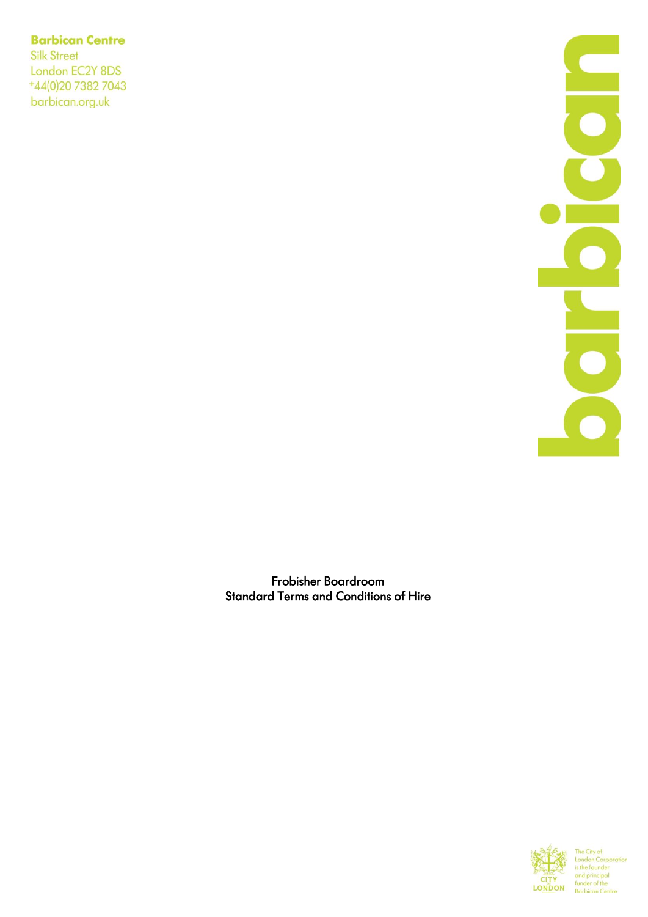**Barbican Centre**
Silk Street
London EC2Y 8DS
+44(0)20 7382 7043
barbican.org.uk

# Frobisher Boardroom
# Standard Terms and Conditions of Hire

The City of London Corporation is the founder and principal funder of the Barbican Centre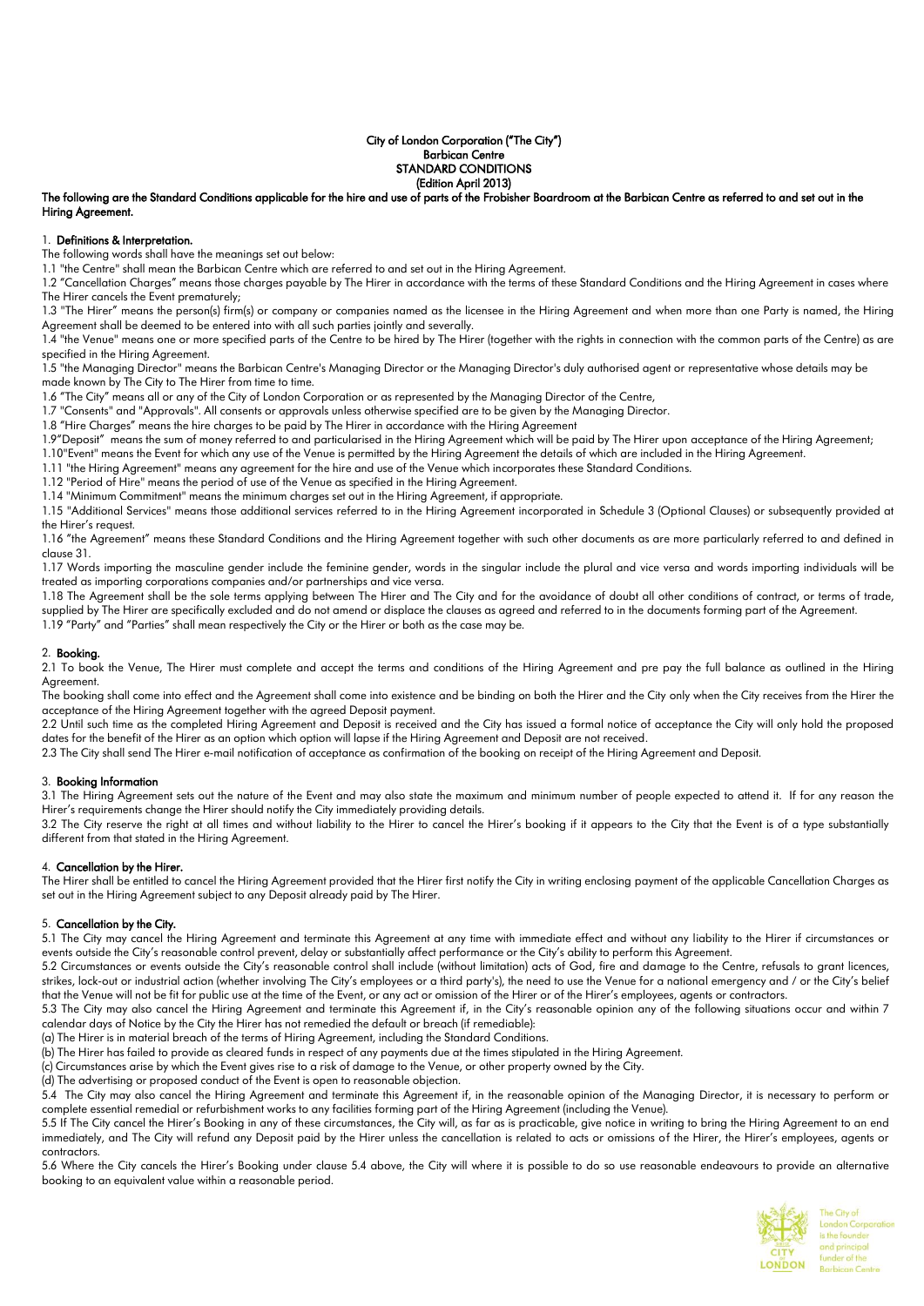**City of London Corporation ("The City")**
**Barbican Centre**
**STANDARD CONDITIONS**
**(Edition April 2013)**

**The following are the Standard Conditions applicable for the hire and use of parts of the Frobisher Boardroom at the Barbican Centre as referred to and set out in the Hiring Agreement.**

## 1. Definitions & Interpretation.

The following words shall have the meanings set out below:

1.1 "the Centre" shall mean the Barbican Centre which are referred to and set out in the Hiring Agreement.

1.2 "Cancellation Charges" means those charges payable by The Hirer in accordance with the terms of these Standard Conditions and the Hiring Agreement in cases where The Hirer cancels the Event prematurely;

1.3 "The Hirer" means the person(s) firm(s) or company or companies named as the licensee in the Hiring Agreement and when more than one Party is named, the Hiring Agreement shall be deemed to be entered into with all such parties jointly and severally.

1.4 "the Venue" means one or more specified parts of the Centre to be hired by The Hirer (together with the rights in connection with the common parts of the Centre) as are specified in the Hiring Agreement.

1.5 "the Managing Director" means the Barbican Centre's Managing Director or the Managing Director's duly authorised agent or representative whose details may be made known by The City to The Hirer from time to time.

1.6 "The City" means all or any of the City of London Corporation or as represented by the Managing Director of the Centre,

1.7 "Consents" and "Approvals". All consents or approvals unless otherwise specified are to be given by the Managing Director.

1.8 "Hire Charges" means the hire charges to be paid by The Hirer in accordance with the Hiring Agreement

1.9"Deposit" means the sum of money referred to and particularised in the Hiring Agreement which will be paid by The Hirer upon acceptance of the Hiring Agreement;

1.10"Event" means the Event for which any use of the Venue is permitted by the Hiring Agreement the details of which are included in the Hiring Agreement.

1.11 "the Hiring Agreement" means any agreement for the hire and use of the Venue which incorporates these Standard Conditions.

1.12 "Period of Hire" means the period of use of the Venue as specified in the Hiring Agreement.

1.14 "Minimum Commitment" means the minimum charges set out in the Hiring Agreement, if appropriate.

1.15 "Additional Services" means those additional services referred to in the Hiring Agreement incorporated in Schedule 3 (Optional Clauses) or subsequently provided at the Hirer's request.

1.16 "the Agreement" means these Standard Conditions and the Hiring Agreement together with such other documents as are more particularly referred to and defined in clause 31.

1.17 Words importing the masculine gender include the feminine gender, words in the singular include the plural and vice versa and words importing individuals will be treated as importing corporations companies and/or partnerships and vice versa.

1.18 The Agreement shall be the sole terms applying between The Hirer and The City and for the avoidance of doubt all other conditions of contract, or terms of trade, supplied by The Hirer are specifically excluded and do not amend or displace the clauses as agreed and referred to in the documents forming part of the Agreement.

1.19 "Party" and "Parties" shall mean respectively the City or the Hirer or both as the case may be.

## 2. Booking.

2.1 To book the Venue, The Hirer must complete and accept the terms and conditions of the Hiring Agreement and pre pay the full balance as outlined in the Hiring Agreement.

The booking shall come into effect and the Agreement shall come into existence and be binding on both the Hirer and the City only when the City receives from the Hirer the acceptance of the Hiring Agreement together with the agreed Deposit payment.

2.2 Until such time as the completed Hiring Agreement and Deposit is received and the City has issued a formal notice of acceptance the City will only hold the proposed dates for the benefit of the Hirer as an option which option will lapse if the Hiring Agreement and Deposit are not received.

2.3 The City shall send The Hirer e-mail notification of acceptance as confirmation of the booking on receipt of the Hiring Agreement and Deposit.

## 3. Booking Information

3.1 The Hiring Agreement sets out the nature of the Event and may also state the maximum and minimum number of people expected to attend it. If for any reason the Hirer's requirements change the Hirer should notify the City immediately providing details.

3.2 The City reserve the right at all times and without liability to the Hirer to cancel the Hirer's booking if it appears to the City that the Event is of a type substantially different from that stated in the Hiring Agreement.

## 4. Cancellation by the Hirer.

The Hirer shall be entitled to cancel the Hiring Agreement provided that the Hirer first notify the City in writing enclosing payment of the applicable Cancellation Charges as set out in the Hiring Agreement subject to any Deposit already paid by The Hirer.

## 5. Cancellation by the City.

5.1 The City may cancel the Hiring Agreement and terminate this Agreement at any time with immediate effect and without any liability to the Hirer if circumstances or events outside the City's reasonable control prevent, delay or substantially affect performance or the City's ability to perform this Agreement.

5.2 Circumstances or events outside the City's reasonable control shall include (without limitation) acts of God, fire and damage to the Centre, refusals to grant licences, strikes, lock-out or industrial action (whether involving The City's employees or a third party's), the need to use the Venue for a national emergency and / or the City's belief that the Venue will not be fit for public use at the time of the Event, or any act or omission of the Hirer or of the Hirer's employees, agents or contractors.

5.3 The City may also cancel the Hiring Agreement and terminate this Agreement if, in the City's reasonable opinion any of the following situations occur and within 7 calendar days of Notice by the City the Hirer has not remedied the default or breach (if remediable):

(a) The Hirer is in material breach of the terms of Hiring Agreement, including the Standard Conditions.

(b) The Hirer has failed to provide as cleared funds in respect of any payments due at the times stipulated in the Hiring Agreement.

(c) Circumstances arise by which the Event gives rise to a risk of damage to the Venue, or other property owned by the City.

(d) The advertising or proposed conduct of the Event is open to reasonable objection.

5.4 The City may also cancel the Hiring Agreement and terminate this Agreement if, in the reasonable opinion of the Managing Director, it is necessary to perform or complete essential remedial or refurbishment works to any facilities forming part of the Hiring Agreement (including the Venue).

5.5 If The City cancel the Hirer's Booking in any of these circumstances, the City will, as far as is practicable, give notice in writing to bring the Hiring Agreement to an end immediately, and The City will refund any Deposit paid by the Hirer unless the cancellation is related to acts or omissions of the Hirer, the Hirer's employees, agents or contractors.

5.6 Where the City cancels the Hirer's Booking under clause 5.4 above, the City will where it is possible to do so use reasonable endeavours to provide an alternative booking to an equivalent value within a reasonable period.

The City of London Corporation is the founder and principal funder of the Barbican Centre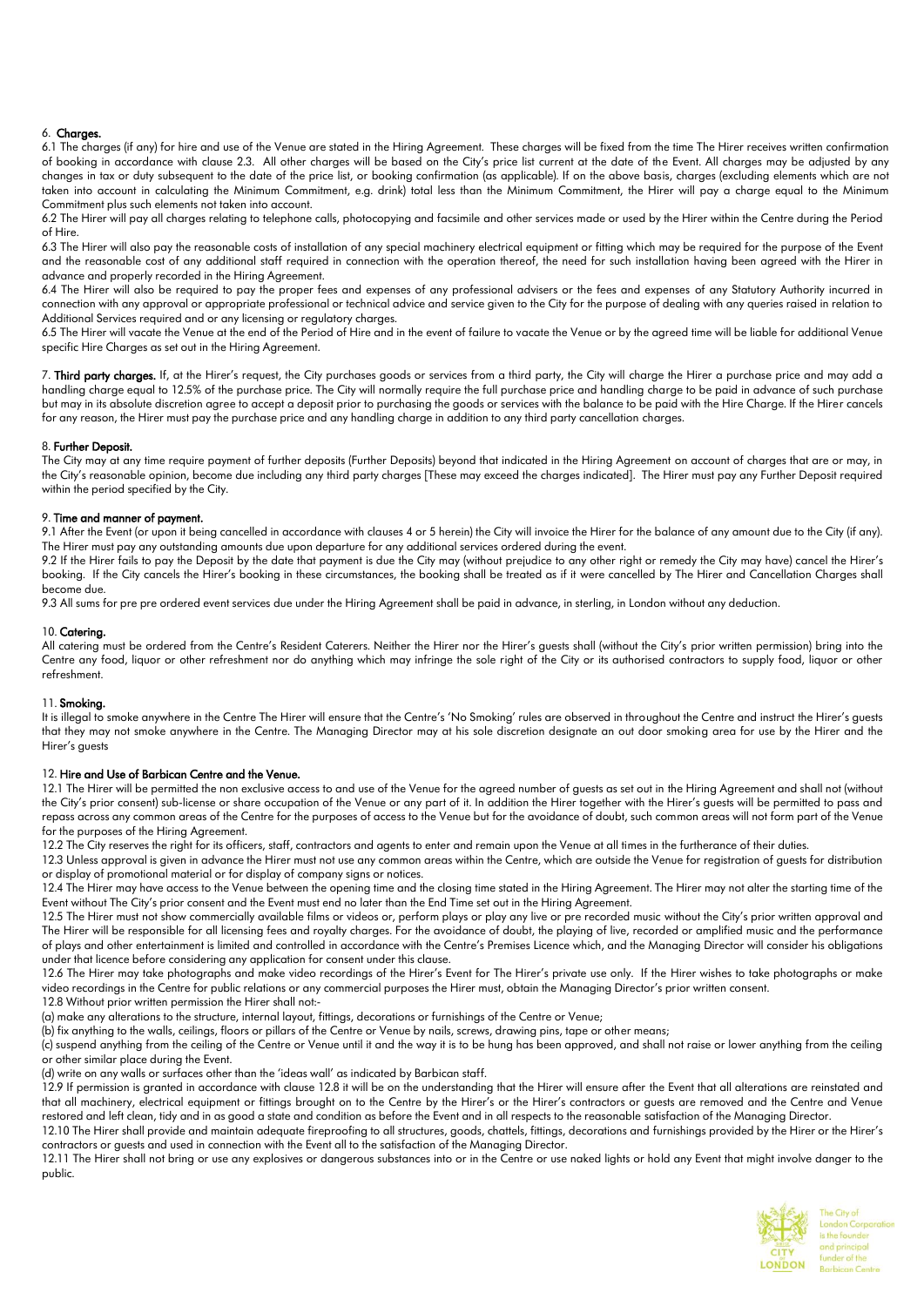6. **Charges.**

6.1 The charges (if any) for hire and use of the Venue are stated in the Hiring Agreement. These charges will be fixed from the time The Hirer receives written confirmation of booking in accordance with clause 2.3. All other charges will be based on the City's price list current at the date of the Event. All charges may be adjusted by any changes in tax or duty subsequent to the date of the price list, or booking confirmation (as applicable). If on the above basis, charges (excluding elements which are not taken into account in calculating the Minimum Commitment, e.g. drink) total less than the Minimum Commitment, the Hirer will pay a charge equal to the Minimum Commitment plus such elements not taken into account.

6.2 The Hirer will pay all charges relating to telephone calls, photocopying and facsimile and other services made or used by the Hirer within the Centre during the Period of Hire.

6.3 The Hirer will also pay the reasonable costs of installation of any special machinery electrical equipment or fitting which may be required for the purpose of the Event and the reasonable cost of any additional staff required in connection with the operation thereof, the need for such installation having been agreed with the Hirer in advance and properly recorded in the Hiring Agreement.

6.4 The Hirer will also be required to pay the proper fees and expenses of any professional advisers or the fees and expenses of any Statutory Authority incurred in connection with any approval or appropriate professional or technical advice and service given to the City for the purpose of dealing with any queries raised in relation to Additional Services required and or any licensing or regulatory charges.

6.5 The Hirer will vacate the Venue at the end of the Period of Hire and in the event of failure to vacate the Venue or by the agreed time will be liable for additional Venue specific Hire Charges as set out in the Hiring Agreement.

7. **Third party charges.** If, at the Hirer's request, the City purchases goods or services from a third party, the City will charge the Hirer a purchase price and may add a handling charge equal to 12.5% of the purchase price. The City will normally require the full purchase price and handling charge to be paid in advance of such purchase but may in its absolute discretion agree to accept a deposit prior to purchasing the goods or services with the balance to be paid with the Hire Charge. If the Hirer cancels for any reason, the Hirer must pay the purchase price and any handling charge in addition to any third party cancellation charges.

8. **Further Deposit.**

The City may at any time require payment of further deposits (Further Deposits) beyond that indicated in the Hiring Agreement on account of charges that are or may, in the City's reasonable opinion, become due including any third party charges [These may exceed the charges indicated]. The Hirer must pay any Further Deposit required within the period specified by the City.

9. **Time and manner of payment.**

9.1 After the Event (or upon it being cancelled in accordance with clauses 4 or 5 herein) the City will invoice the Hirer for the balance of any amount due to the City (if any). The Hirer must pay any outstanding amounts due upon departure for any additional services ordered during the event.

9.2 If the Hirer fails to pay the Deposit by the date that payment is due the City may (without prejudice to any other right or remedy the City may have) cancel the Hirer's booking. If the City cancels the Hirer's booking in these circumstances, the booking shall be treated as if it were cancelled by The Hirer and Cancellation Charges shall become due.

9.3 All sums for pre pre ordered event services due under the Hiring Agreement shall be paid in advance, in sterling, in London without any deduction.

10. **Catering.**

All catering must be ordered from the Centre's Resident Caterers. Neither the Hirer nor the Hirer's guests shall (without the City's prior written permission) bring into the Centre any food, liquor or other refreshment nor do anything which may infringe the sole right of the City or its authorised contractors to supply food, liquor or other refreshment.

11. **Smoking.**

It is illegal to smoke anywhere in the Centre The Hirer will ensure that the Centre's 'No Smoking' rules are observed in throughout the Centre and instruct the Hirer's guests that they may not smoke anywhere in the Centre. The Managing Director may at his sole discretion designate an out door smoking area for use by the Hirer and the Hirer's guests

12. **Hire and Use of Barbican Centre and the Venue.**

12.1 The Hirer will be permitted the non exclusive access to and use of the Venue for the agreed number of guests as set out in the Hiring Agreement and shall not (without the City's prior consent) sub-license or share occupation of the Venue or any part of it. In addition the Hirer together with the Hirer's guests will be permitted to pass and repass across any common areas of the Centre for the purposes of access to the Venue but for the avoidance of doubt, such common areas will not form part of the Venue for the purposes of the Hiring Agreement.

12.2 The City reserves the right for its officers, staff, contractors and agents to enter and remain upon the Venue at all times in the furtherance of their duties.

12.3 Unless approval is given in advance the Hirer must not use any common areas within the Centre, which are outside the Venue for registration of guests for distribution or display of promotional material or for display of company signs or notices.

12.4 The Hirer may have access to the Venue between the opening time and the closing time stated in the Hiring Agreement. The Hirer may not alter the starting time of the Event without The City's prior consent and the Event must end no later than the End Time set out in the Hiring Agreement.

12.5 The Hirer must not show commercially available films or videos or, perform plays or play any live or pre recorded music without the City's prior written approval and The Hirer will be responsible for all licensing fees and royalty charges. For the avoidance of doubt, the playing of live, recorded or amplified music and the performance of plays and other entertainment is limited and controlled in accordance with the Centre's Premises Licence which, and the Managing Director will consider his obligations under that licence before considering any application for consent under this clause.

12.6 The Hirer may take photographs and make video recordings of the Hirer's Event for The Hirer's private use only. If the Hirer wishes to take photographs or make video recordings in the Centre for public relations or any commercial purposes the Hirer must, obtain the Managing Director's prior written consent.

12.8 Without prior written permission the Hirer shall not:-

(a) make any alterations to the structure, internal layout, fittings, decorations or furnishings of the Centre or Venue;

(b) fix anything to the walls, ceilings, floors or pillars of the Centre or Venue by nails, screws, drawing pins, tape or other means;

(c) suspend anything from the ceiling of the Centre or Venue until it and the way it is to be hung has been approved, and shall not raise or lower anything from the ceiling or other similar place during the Event.

(d) write on any walls or surfaces other than the 'ideas wall' as indicated by Barbican staff.

12.9 If permission is granted in accordance with clause 12.8 it will be on the understanding that the Hirer will ensure after the Event that all alterations are reinstated and that all machinery, electrical equipment or fittings brought on to the Centre by the Hirer's or the Hirer's contractors or guests are removed and the Centre and Venue restored and left clean, tidy and in as good a state and condition as before the Event and in all respects to the reasonable satisfaction of the Managing Director.

12.10 The Hirer shall provide and maintain adequate fireproofing to all structures, goods, chattels, fittings, decorations and furnishings provided by the Hirer or the Hirer's contractors or guests and used in connection with the Event all to the satisfaction of the Managing Director.

12.11 The Hirer shall not bring or use any explosives or dangerous substances into or in the Centre or use naked lights or hold any Event that might involve danger to the public.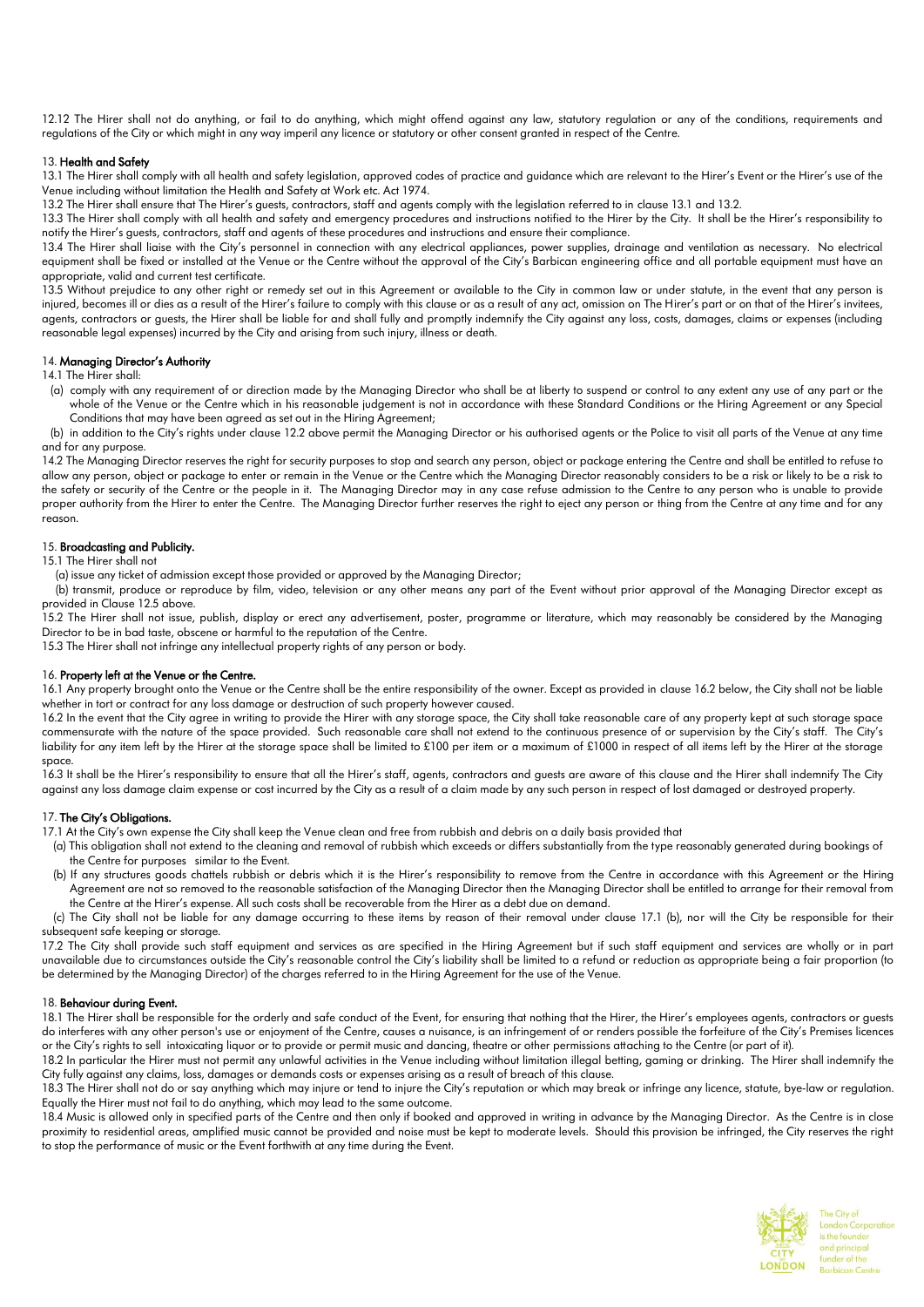12.12 The Hirer shall not do anything, or fail to do anything, which might offend against any law, statutory regulation or any of the conditions, requirements and regulations of the City or which might in any way imperil any licence or statutory or other consent granted in respect of the Centre.

13. **Health and Safety**

13.1 The Hirer shall comply with all health and safety legislation, approved codes of practice and guidance which are relevant to the Hirer's Event or the Hirer's use of the Venue including without limitation the Health and Safety at Work etc. Act 1974.

13.2 The Hirer shall ensure that The Hirer's guests, contractors, staff and agents comply with the legislation referred to in clause 13.1 and 13.2.

13.3 The Hirer shall comply with all health and safety and emergency procedures and instructions notified to the Hirer by the City. It shall be the Hirer's responsibility to notify the Hirer's guests, contractors, staff and agents of these procedures and instructions and ensure their compliance.

13.4 The Hirer shall liaise with the City's personnel in connection with any electrical appliances, power supplies, drainage and ventilation as necessary. No electrical equipment shall be fixed or installed at the Venue or the Centre without the approval of the City's Barbican engineering office and all portable equipment must have an appropriate, valid and current test certificate.

13.5 Without prejudice to any other right or remedy set out in this Agreement or available to the City in common law or under statute, in the event that any person is injured, becomes ill or dies as a result of the Hirer's failure to comply with this clause or as a result of any act, omission on The Hirer's part or on that of the Hirer's invitees, agents, contractors or guests, the Hirer shall be liable for and shall fully and promptly indemnify the City against any loss, costs, damages, claims or expenses (including reasonable legal expenses) incurred by the City and arising from such injury, illness or death.

14. **Managing Director's Authority**

14.1 The Hirer shall:

(a) comply with any requirement of or direction made by the Managing Director who shall be at liberty to suspend or control to any extent any use of any part or the whole of the Venue or the Centre which in his reasonable judgement is not in accordance with these Standard Conditions or the Hiring Agreement or any Special Conditions that may have been agreed as set out in the Hiring Agreement;

(b) in addition to the City's rights under clause 12.2 above permit the Managing Director or his authorised agents or the Police to visit all parts of the Venue at any time and for any purpose.

14.2 The Managing Director reserves the right for security purposes to stop and search any person, object or package entering the Centre and shall be entitled to refuse to allow any person, object or package to enter or remain in the Venue or the Centre which the Managing Director reasonably considers to be a risk or likely to be a risk to the safety or security of the Centre or the people in it. The Managing Director may in any case refuse admission to the Centre to any person who is unable to provide proper authority from the Hirer to enter the Centre. The Managing Director further reserves the right to eject any person or thing from the Centre at any time and for any reason.

15. **Broadcasting and Publicity.**

15.1 The Hirer shall not

(a) issue any ticket of admission except those provided or approved by the Managing Director;

(b) transmit, produce or reproduce by film, video, television or any other means any part of the Event without prior approval of the Managing Director except as provided in Clause 12.5 above.

15.2 The Hirer shall not issue, publish, display or erect any advertisement, poster, programme or literature, which may reasonably be considered by the Managing Director to be in bad taste, obscene or harmful to the reputation of the Centre.

15.3 The Hirer shall not infringe any intellectual property rights of any person or body.

16. **Property left at the Venue or the Centre.**

16.1 Any property brought onto the Venue or the Centre shall be the entire responsibility of the owner. Except as provided in clause 16.2 below, the City shall not be liable whether in tort or contract for any loss damage or destruction of such property however caused.

16.2 In the event that the City agree in writing to provide the Hirer with any storage space, the City shall take reasonable care of any property kept at such storage space commensurate with the nature of the space provided. Such reasonable care shall not extend to the continuous presence of or supervision by the City's staff. The City's liability for any item left by the Hirer at the storage space shall be limited to £100 per item or a maximum of £1000 in respect of all items left by the Hirer at the storage space.

16.3 It shall be the Hirer's responsibility to ensure that all the Hirer's staff, agents, contractors and guests are aware of this clause and the Hirer shall indemnify The City against any loss damage claim expense or cost incurred by the City as a result of a claim made by any such person in respect of lost damaged or destroyed property.

17. **The City's Obligations.**

17.1 At the City's own expense the City shall keep the Venue clean and free from rubbish and debris on a daily basis provided that

(a) This obligation shall not extend to the cleaning and removal of rubbish which exceeds or differs substantially from the type reasonably generated during bookings of the Centre for purposes similar to the Event.

(b) If any structures goods chattels rubbish or debris which it is the Hirer's responsibility to remove from the Centre in accordance with this Agreement or the Hiring Agreement are not so removed to the reasonable satisfaction of the Managing Director then the Managing Director shall be entitled to arrange for their removal from the Centre at the Hirer's expense. All such costs shall be recoverable from the Hirer as a debt due on demand.

(c) The City shall not be liable for any damage occurring to these items by reason of their removal under clause 17.1 (b), nor will the City be responsible for their subsequent safe keeping or storage.

17.2 The City shall provide such staff equipment and services as are specified in the Hiring Agreement but if such staff equipment and services are wholly or in part unavailable due to circumstances outside the City's reasonable control the City's liability shall be limited to a refund or reduction as appropriate being a fair proportion (to be determined by the Managing Director) of the charges referred to in the Hiring Agreement for the use of the Venue.

18. **Behaviour during Event.**

18.1 The Hirer shall be responsible for the orderly and safe conduct of the Event, for ensuring that nothing that the Hirer, the Hirer's employees agents, contractors or guests do interferes with any other person's use or enjoyment of the Centre, causes a nuisance, is an infringement of or renders possible the forfeiture of the City's Premises licences or the City's rights to sell intoxicating liquor or to provide or permit music and dancing, theatre or other permissions attaching to the Centre (or part of it).

18.2 In particular the Hirer must not permit any unlawful activities in the Venue including without limitation illegal betting, gaming or drinking. The Hirer shall indemnify the City fully against any claims, loss, damages or demands costs or expenses arising as a result of breach of this clause.

18.3 The Hirer shall not do or say anything which may injure or tend to injure the City's reputation or which may break or infringe any licence, statute, bye-law or regulation. Equally the Hirer must not fail to do anything, which may lead to the same outcome.

18.4 Music is allowed only in specified parts of the Centre and then only if booked and approved in writing in advance by the Managing Director. As the Centre is in close proximity to residential areas, amplified music cannot be provided and noise must be kept to moderate levels. Should this provision be infringed, the City reserves the right to stop the performance of music or the Event forthwith at any time during the Event.

The City of London Corporation is the founder and principal funder of the Barbican Centre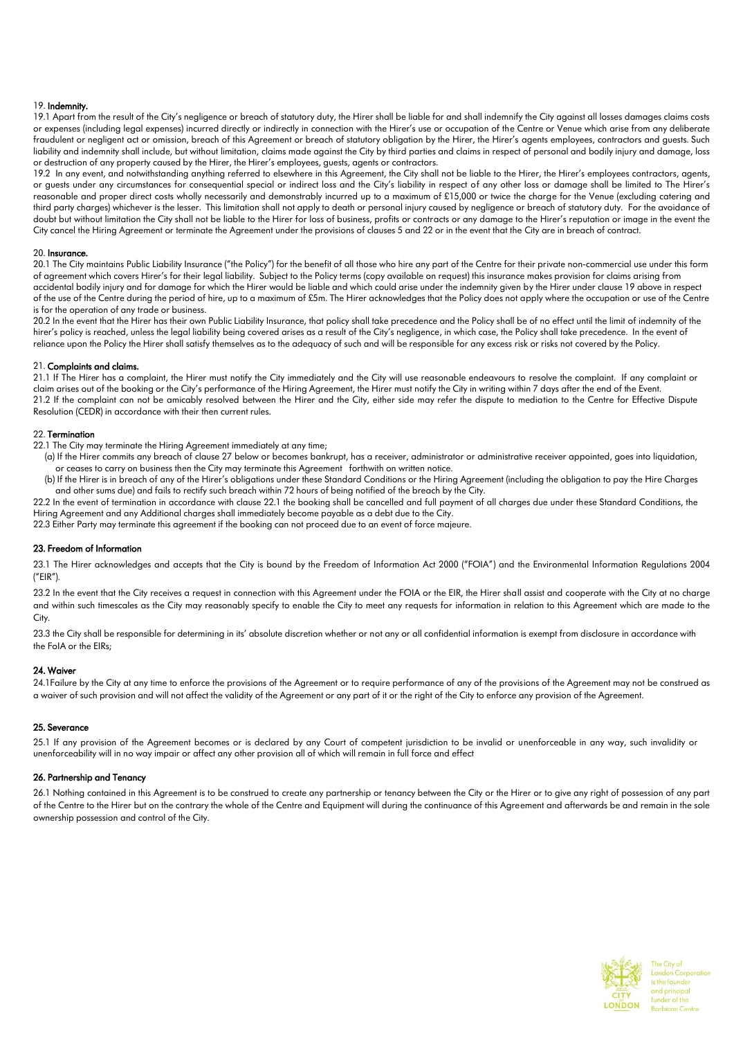## 19. Indemnity.

19.1 Apart from the result of the City's negligence or breach of statutory duty, the Hirer shall be liable for and shall indemnify the City against all losses damages claims costs or expenses (including legal expenses) incurred directly or indirectly in connection with the Hirer's use or occupation of the Centre or Venue which arise from any deliberate fraudulent or negligent act or omission, breach of this Agreement or breach of statutory obligation by the Hirer, the Hirer's agents employees, contractors and guests. Such liability and indemnity shall include, but without limitation, claims made against the City by third parties and claims in respect of personal and bodily injury and damage, loss or destruction of any property caused by the Hirer, the Hirer's employees, guests, agents or contractors.

19.2 In any event, and notwithstanding anything referred to elsewhere in this Agreement, the City shall not be liable to the Hirer, the Hirer's employees contractors, agents, or guests under any circumstances for consequential special or indirect loss and the City's liability in respect of any other loss or damage shall be limited to The Hirer's reasonable and proper direct costs wholly necessarily and demonstrably incurred up to a maximum of £15,000 or twice the charge for the Venue (excluding catering and third party charges) whichever is the lesser. This limitation shall not apply to death or personal injury caused by negligence or breach of statutory duty. For the avoidance of doubt but without limitation the City shall not be liable to the Hirer for loss of business, profits or contracts or any damage to the Hirer's reputation or image in the event the City cancel the Hiring Agreement or terminate the Agreement under the provisions of clauses 5 and 22 or in the event that the City are in breach of contract.

## 20. Insurance.

20.1 The City maintains Public Liability Insurance ("the Policy") for the benefit of all those who hire any part of the Centre for their private non-commercial use under this form of agreement which covers Hirer's for their legal liability. Subject to the Policy terms (copy available on request) this insurance makes provision for claims arising from accidental bodily injury and for damage for which the Hirer would be liable and which could arise under the indemnity given by the Hirer under clause 19 above in respect of the use of the Centre during the period of hire, up to a maximum of £5m. The Hirer acknowledges that the Policy does not apply where the occupation or use of the Centre is for the operation of any trade or business.

20.2 In the event that the Hirer has their own Public Liability Insurance, that policy shall take precedence and the Policy shall be of no effect until the limit of indemnity of the hirer's policy is reached, unless the legal liability being covered arises as a result of the City's negligence, in which case, the Policy shall take precedence. In the event of reliance upon the Policy the Hirer shall satisfy themselves as to the adequacy of such and will be responsible for any excess risk or risks not covered by the Policy.

## 21. Complaints and claims.

21.1 If The Hirer has a complaint, the Hirer must notify the City immediately and the City will use reasonable endeavours to resolve the complaint. If any complaint or claim arises out of the booking or the City's performance of the Hiring Agreement, the Hirer must notify the City in writing within 7 days after the end of the Event.

21.2 If the complaint can not be amicably resolved between the Hirer and the City, either side may refer the dispute to mediation to the Centre for Effective Dispute Resolution (CEDR) in accordance with their then current rules.

## 22. Termination

22.1 The City may terminate the Hiring Agreement immediately at any time;

(a) If the Hirer commits any breach of clause 27 below or becomes bankrupt, has a receiver, administrator or administrative receiver appointed, goes into liquidation, or ceases to carry on business then the City may terminate this Agreement forthwith on written notice.

(b) If the Hirer is in breach of any of the Hirer's obligations under these Standard Conditions or the Hiring Agreement (including the obligation to pay the Hire Charges and other sums due) and fails to rectify such breach within 72 hours of being notified of the breach by the City.

22.2 In the event of termination in accordance with clause 22.1 the booking shall be cancelled and full payment of all charges due under these Standard Conditions, the Hiring Agreement and any Additional charges shall immediately become payable as a debt due to the City.

22.3 Either Party may terminate this agreement if the booking can not proceed due to an event of force majeure.

## 23. Freedom of Information

23.1 The Hirer acknowledges and accepts that the City is bound by the Freedom of Information Act 2000 ("FOIA") and the Environmental Information Regulations 2004 ("EIR").

23.2 In the event that the City receives a request in connection with this Agreement under the FOIA or the EIR, the Hirer shall assist and cooperate with the City at no charge and within such timescales as the City may reasonably specify to enable the City to meet any requests for information in relation to this Agreement which are made to the City.

23.3 the City shall be responsible for determining in its' absolute discretion whether or not any or all confidential information is exempt from disclosure in accordance with the FoIA or the EIRs;

## 24. Waiver

24.1Failure by the City at any time to enforce the provisions of the Agreement or to require performance of any of the provisions of the Agreement may not be construed as a waiver of such provision and will not affect the validity of the Agreement or any part of it or the right of the City to enforce any provision of the Agreement.

## 25. Severance

25.1 If any provision of the Agreement becomes or is declared by any Court of competent jurisdiction to be invalid or unenforceable in any way, such invalidity or unenforceability will in no way impair or affect any other provision all of which will remain in full force and effect

## 26. Partnership and Tenancy

26.1 Nothing contained in this Agreement is to be construed to create any partnership or tenancy between the City or the Hirer or to give any right of possession of any part of the Centre to the Hirer but on the contrary the whole of the Centre and Equipment will during the continuance of this Agreement and afterwards be and remain in the sole ownership possession and control of the City.

The City of London Corporation is the founder and principal funder of the Barbican Centre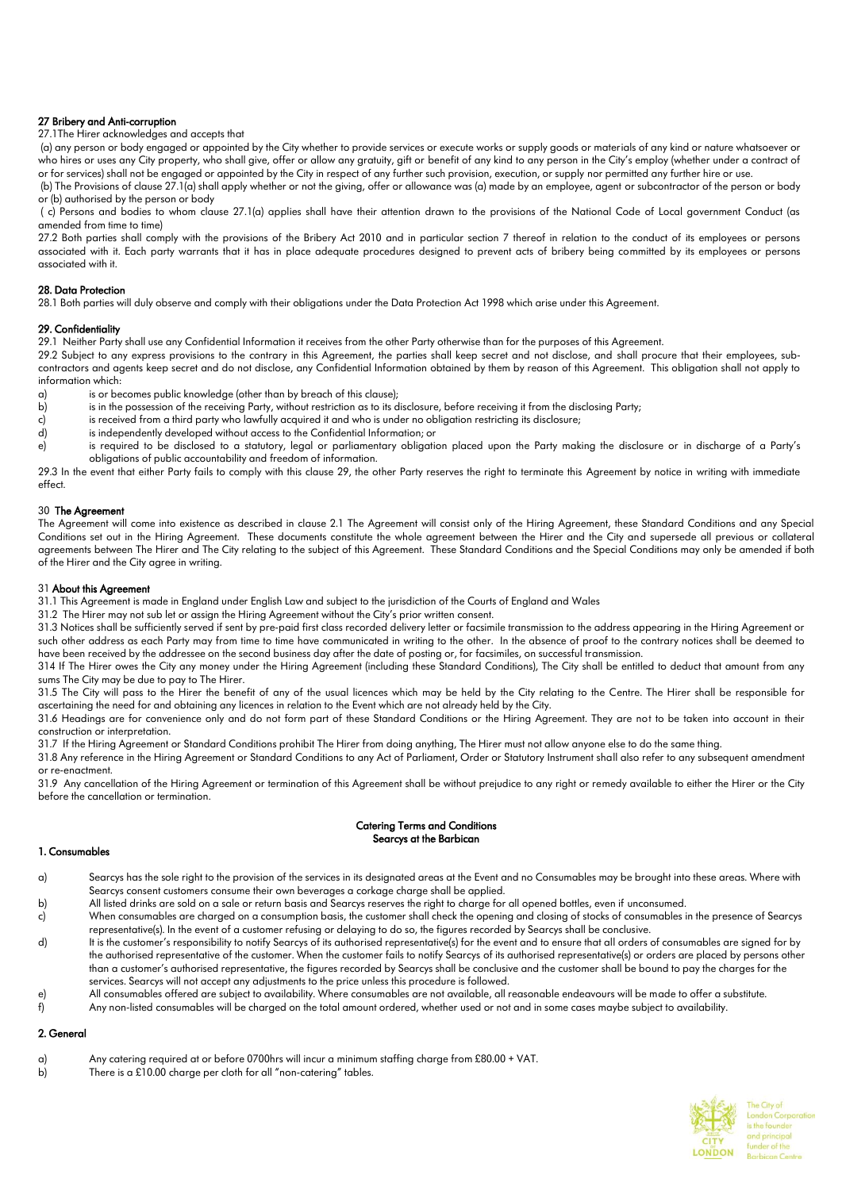**27 Bribery and Anti-corruption**

27.1The Hirer acknowledges and accepts that

(a) any person or body engaged or appointed by the City whether to provide services or execute works or supply goods or materials of any kind or nature whatsoever or who hires or uses any City property, who shall give, offer or allow any gratuity, gift or benefit of any kind to any person in the City's employ (whether under a contract of or for services) shall not be engaged or appointed by the City in respect of any further such provision, execution, or supply nor permitted any further hire or use.

(b) The Provisions of clause 27.1(a) shall apply whether or not the giving, offer or allowance was (a) made by an employee, agent or subcontractor of the person or body or (b) authorised by the person or body

( c) Persons and bodies to whom clause 27.1(a) applies shall have their attention drawn to the provisions of the National Code of Local government Conduct (as amended from time to time)

27.2 Both parties shall comply with the provisions of the Bribery Act 2010 and in particular section 7 thereof in relation to the conduct of its employees or persons associated with it. Each party warrants that it has in place adequate procedures designed to prevent acts of bribery being committed by its employees or persons associated with it.

**28. Data Protection**

28.1 Both parties will duly observe and comply with their obligations under the Data Protection Act 1998 which arise under this Agreement.

**29. Confidentiality**

29.1 Neither Party shall use any Confidential Information it receives from the other Party otherwise than for the purposes of this Agreement.

29.2 Subject to any express provisions to the contrary in this Agreement, the parties shall keep secret and not disclose, and shall procure that their employees, sub-contractors and agents keep secret and do not disclose, any Confidential Information obtained by them by reason of this Agreement. This obligation shall not apply to information which:

a) is or becomes public knowledge (other than by breach of this clause);
b) is in the possession of the receiving Party, without restriction as to its disclosure, before receiving it from the disclosing Party;
c) is received from a third party who lawfully acquired it and who is under no obligation restricting its disclosure;
d) is independently developed without access to the Confidential Information; or
e) is required to be disclosed to a statutory, legal or parliamentary obligation placed upon the Party making the disclosure or in discharge of a Party's obligations of public accountability and freedom of information.

29.3 In the event that either Party fails to comply with this clause 29, the other Party reserves the right to terminate this Agreement by notice in writing with immediate effect.

**30 The Agreement**

The Agreement will come into existence as described in clause 2.1 The Agreement will consist only of the Hiring Agreement, these Standard Conditions and any Special Conditions set out in the Hiring Agreement. These documents constitute the whole agreement between the Hirer and the City and supersede all previous or collateral agreements between The Hirer and The City relating to the subject of this Agreement. These Standard Conditions and the Special Conditions may only be amended if both of the Hirer and the City agree in writing.

**31 About this Agreement**

31.1 This Agreement is made in England under English Law and subject to the jurisdiction of the Courts of England and Wales

31.2 The Hirer may not sub let or assign the Hiring Agreement without the City's prior written consent.

31.3 Notices shall be sufficiently served if sent by pre-paid first class recorded delivery letter or facsimile transmission to the address appearing in the Hiring Agreement or such other address as each Party may from time to time have communicated in writing to the other. In the absence of proof to the contrary notices shall be deemed to have been received by the addressee on the second business day after the date of posting or, for facsimiles, on successful transmission.

314 If The Hirer owes the City any money under the Hiring Agreement (including these Standard Conditions), The City shall be entitled to deduct that amount from any sums The City may be due to pay to The Hirer.

31.5 The City will pass to the Hirer the benefit of any of the usual licences which may be held by the City relating to the Centre. The Hirer shall be responsible for ascertaining the need for and obtaining any licences in relation to the Event which are not already held by the City.

31.6 Headings are for convenience only and do not form part of these Standard Conditions or the Hiring Agreement. They are not to be taken into account in their construction or interpretation.

31.7 If the Hiring Agreement or Standard Conditions prohibit The Hirer from doing anything, The Hirer must not allow anyone else to do the same thing.

31.8 Any reference in the Hiring Agreement or Standard Conditions to any Act of Parliament, Order or Statutory Instrument shall also refer to any subsequent amendment or re-enactment.

31.9 Any cancellation of the Hiring Agreement or termination of this Agreement shall be without prejudice to any right or remedy available to either the Hirer or the City before the cancellation or termination.

**Catering Terms and Conditions**
**Searcys at the Barbican**

**1. Consumables**

a) Searcys has the sole right to the provision of the services in its designated areas at the Event and no Consumables may be brought into these areas. Where with Searcys consent customers consume their own beverages a corkage charge shall be applied.
b) All listed drinks are sold on a sale or return basis and Searcys reserves the right to charge for all opened bottles, even if unconsumed.
c) When consumables are charged on a consumption basis, the customer shall check the opening and closing of stocks of consumables in the presence of Searcys representative(s). In the event of a customer refusing or delaying to do so, the figures recorded by Searcys shall be conclusive.
d) It is the customer's responsibility to notify Searcys of its authorised representative(s) for the event and to ensure that all orders of consumables are signed for by the authorised representative of the customer. When the customer fails to notify Searcys of its authorised representative(s) or orders are placed by persons other than a customer's authorised representative, the figures recorded by Searcys shall be conclusive and the customer shall be bound to pay the charges for the services. Searcys will not accept any adjustments to the price unless this procedure is followed.
e) All consumables offered are subject to availability. Where consumables are not available, all reasonable endeavours will be made to offer a substitute.
f) Any non-listed consumables will be charged on the total amount ordered, whether used or not and in some cases maybe subject to availability.

**2. General**

a) Any catering required at or before 0700hrs will incur a minimum staffing charge from £80.00 + VAT.
b) There is a £10.00 charge per cloth for all "non-catering" tables.

The City of London Corporation is the founder and principal funder of the Barbican Centre